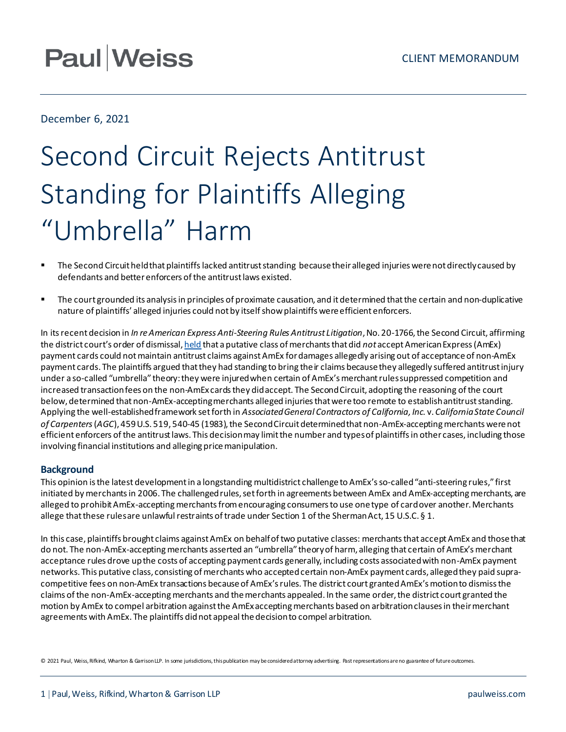Paul | Weiss

CLIENT MEMORANDUM

December 6, 2021

# Second Circuit Rejects Antitrust Standing for Plaintiffs Alleging "Umbrella" Harm

- The Second Circuit held that plaintiffs lacked antitrust standing because their alleged injuries were not directly caused by defendants and better enforcers of the antitrust laws existed.
- The court grounded its analysis in principles of proximate causation, and it determined that the certain and non-duplicative nature of plaintiffs' alleged injuries could not by itself show plaintiffs were efficient enforcers.

In its recent decision in *In re American Express Anti-Steering Rules Antitrust Litigation*, No. 20-1766, the Second Circuit, affirming the district court's order of dismissal, held that a putative class of merchants that did *not* accept American Express (AmEx) payment cards could not maintain antitrust claims against AmEx for damages allegedly arising out of acceptance of non-AmEx payment cards. The plaintiffs argued that they had standing to bring their claims because they allegedly suffered antitrust injury under a so-called "umbrella" theory: they were injured when certain of AmEx's merchant rules suppressed competition and increased transaction fees on the non-AmEx cards they did accept. The Second Circuit, adopting the reasoning of the court below, determined that non-AmEx-accepting merchants alleged injuries that were too remote to establish antitrust standing. Applying the well-established framework set forth in *Associated General Contractors of California, Inc.* v. *California State Council of Carpenters* (*AGC*), 459 U.S. 519, 540-45 (1983), the Second Circuit determined that non-AmEx-accepting merchants were not efficient enforcers of the antitrust laws. This decision may limit the number and types of plaintiffs in other cases, including those involving financial institutions and alleging price manipulation.

## Background

This opinion is the latest development in a longstanding multidistrict challenge to AmEx's so-called "anti-steering rules," first initiated by merchants in 2006. The challenged rules, set forth in agreements between AmEx and AmEx-accepting merchants, are alleged to prohibit AmEx-accepting merchants from encouraging consumers to use one type of card over another. Merchants allege that these rules are unlawful restraints of trade under Section 1 of the Sherman Act, 15 U.S.C. § 1.

In this case, plaintiffs brought claims against AmEx on behalf of two putative classes: merchants that accept AmEx and those that do not. The non-AmEx-accepting merchants asserted an "umbrella" theory of harm, alleging that certain of AmEx's merchant acceptance rules drove up the costs of accepting payment cards generally, including costs associated with non-AmEx payment networks. This putative class, consisting of merchants who accepted certain non-AmEx payment cards, alleged they paid supra-competitive fees on non-AmEx transactions because of AmEx's rules. The district court granted AmEx's motion to dismiss the claims of the non-AmEx-accepting merchants and the merchants appealed. In the same order, the district court granted the motion by AmEx to compel arbitration against the AmEx accepting merchants based on arbitration clauses in their merchant agreements with AmEx. The plaintiffs did not appeal the decision to compel arbitration.

© 2021 Paul, Weiss, Rifkind, Wharton & Garrison LLP. In some jurisdictions, this publication may be considered attorney advertising. Past representations are no guarantee of future outcomes.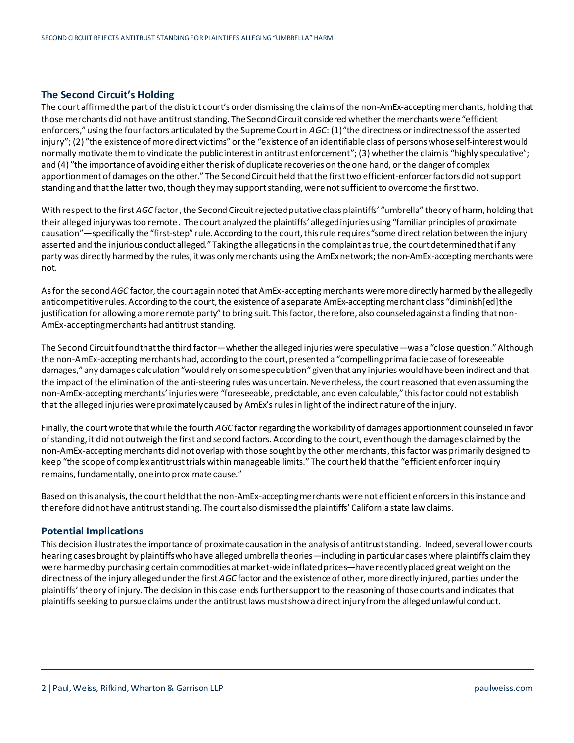## The Second Circuit's Holding

The court affirmed the part of the district court's order dismissing the claims of the non-AmEx-accepting merchants, holding that those merchants did not have antitrust standing. The Second Circuit considered whether the merchants were "efficient enforcers," using the four factors articulated by the Supreme Court in *AGC*: (1) "the directness or indirectness of the asserted injury"; (2) "the existence of more direct victims" or the "existence of an identifiable class of persons whose self-interest would normally motivate them to vindicate the public interest in antitrust enforcement"; (3) whether the claim is "highly speculative"; and (4) "the importance of avoiding either the risk of duplicate recoveries on the one hand, or the danger of complex apportionment of damages on the other." The Second Circuit held that the first two efficient-enforcer factors did not support standing and that the latter two, though they may support standing, were not sufficient to overcome the first two.

With respect to the first *AGC* factor, the Second Circuit rejected putative class plaintiffs' "umbrella" theory of harm, holding that their alleged injury was too remote. The court analyzed the plaintiffs' alleged injuries using "familiar principles of proximate causation"—specifically the "first-step" rule. According to the court, this rule requires "some direct relation between the injury asserted and the injurious conduct alleged." Taking the allegations in the complaint as true, the court determined that if any party was directly harmed by the rules, it was only merchants using the AmEx network; the non-AmEx-accepting merchants were not.

As for the second *AGC* factor, the court again noted that AmEx-accepting merchants were more directly harmed by the allegedly anticompetitive rules. According to the court, the existence of a separate AmEx-accepting merchant class "diminish[ed] the justification for allowing a more remote party" to bring suit. This factor, therefore, also counseled against a finding that non-AmEx-accepting merchants had antitrust standing.

The Second Circuit found that the third factor—whether the alleged injuries were speculative—was a "close question." Although the non-AmEx-accepting merchants had, according to the court, presented a "compelling prima facie case of foreseeable damages," any damages calculation "would rely on some speculation" given that any injuries would have been indirect and that the impact of the elimination of the anti-steering rules was uncertain. Nevertheless, the court reasoned that even assuming the non-AmEx-accepting merchants' injuries were "foreseeable, predictable, and even calculable," this factor could not establish that the alleged injuries were proximately caused by AmEx's rules in light of the indirect nature of the injury.

Finally, the court wrote that while the fourth *AGC* factor regarding the workability of damages apportionment counseled in favor of standing, it did not outweigh the first and second factors. According to the court, even though the damages claimed by the non-AmEx-accepting merchants did not overlap with those sought by the other merchants, this factor was primarily designed to keep "the scope of complex antitrust trials within manageable limits." The court held that the "efficient enforcer inquiry remains, fundamentally, one into proximate cause."

Based on this analysis, the court held that the non-AmEx-accepting merchants were not efficient enforcers in this instance and therefore did not have antitrust standing. The court also dismissed the plaintiffs' California state law claims.

## Potential Implications

This decision illustrates the importance of proximate causation in the analysis of antitrust standing. Indeed, several lower courts hearing cases brought by plaintiffs who have alleged umbrella theories—including in particular cases where plaintiffs claim they were harmed by purchasing certain commodities at market-wide inflated prices—have recently placed great weight on the directness of the injury alleged under the first *AGC* factor and the existence of other, more directly injured, parties under the plaintiffs' theory of injury. The decision in this case lends further support to the reasoning of those courts and indicates that plaintiffs seeking to pursue claims under the antitrust laws must show a direct injury from the alleged unlawful conduct.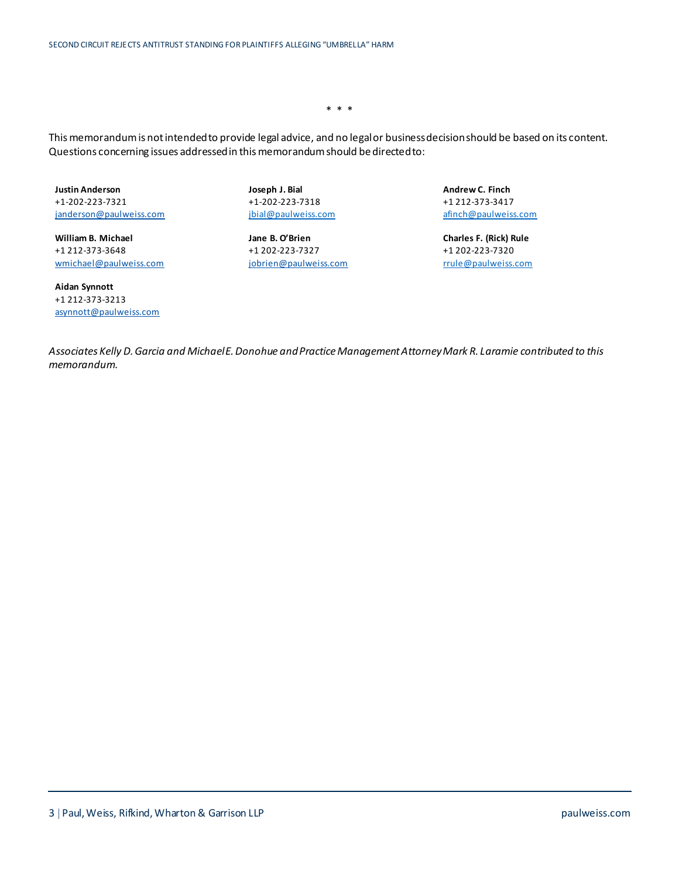\* \* \*

This memorandum is not intended to provide legal advice, and no legal or business decision should be based on its content. Questions concerning issues addressed in this memorandum should be directed to:

**Justin Anderson**
+1-202-223-7321
[janderson@paulweiss.com](mailto:janderson@paulweiss.com)

**Joseph J. Bial**
+1-202-223-7318
[jbial@paulweiss.com](mailto:jbial@paulweiss.com)

**Andrew C. Finch**
+1 212-373-3417
[afinch@paulweiss.com](mailto:afinch@paulweiss.com)

**William B. Michael**
+1 212-373-3648
[wmichael@paulweiss.com](mailto:wmichael@paulweiss.com)

**Jane B. O'Brien**
+1 202-223-7327
[jobrien@paulweiss.com](mailto:jobrien@paulweiss.com)

**Charles F. (Rick) Rule**
+1 202-223-7320
[rrule@paulweiss.com](mailto:rrule@paulweiss.com)

**Aidan Synnott**
+1 212-373-3213
[asynnott@paulweiss.com](mailto:asynnott@paulweiss.com)

*Associates Kelly D. Garcia and Michael E. Donohue and Practice Management Attorney Mark R. Laramie contributed to this memorandum.*